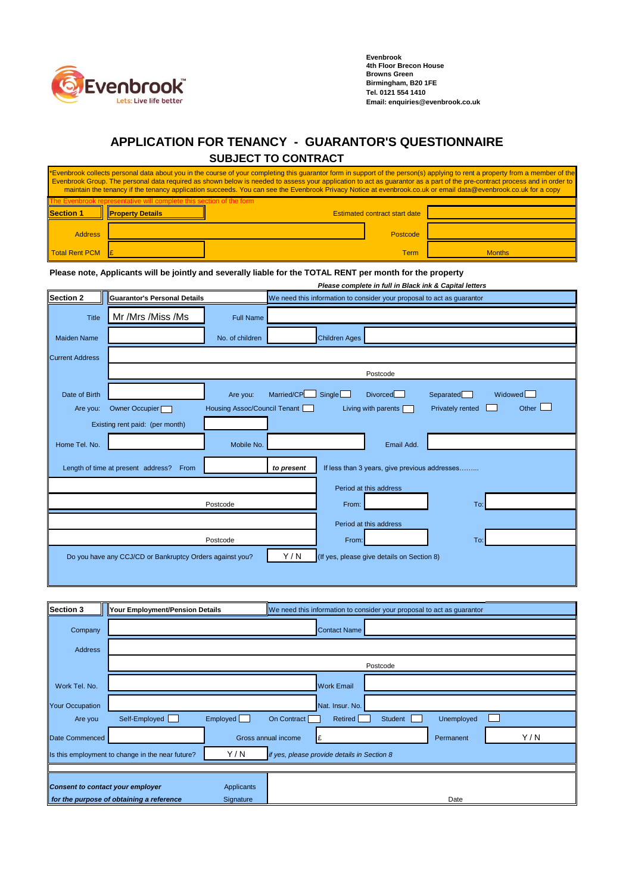Evenbrook
4th Floor Brecon House
Browns Green
Birmingham, B20 1FE
Tel. 0121 554 1410
Email: enquiries@evenbrook.co.uk

# APPLICATION FOR TENANCY - GUARANTOR'S QUESTIONNAIRE

## SUBJECT TO CONTRACT

*Evenbrook collects personal data about you in the course of your completing this guarantor form in support of the person(s) applying to rent a property from a member of the Evenbrook Group. The personal data required as shown below is needed to assess your application to act as guarantor as a part of the pre-contract process and in order to maintain the tenancy if the tenancy application succeeds. You can see the Evenbrook Privacy Notice at evenbrook.co.uk or email data@evenbrook.co.uk for a copy

The Evenbrook representative will complete this section of the form

| **Section 1** | **Property Details** | Estimated contract start date | |
|---|---|---|---|
| Address | | Postcode | |
| Total Rent PCM | £ | Term | Months |

**Please note, Applicants will be jointly and severally liable for the TOTAL RENT per month for the property**

***Please complete in full in Black ink & Capital letters***

| **Section 2** | **Guarantor's Personal Details** | We need this information to consider your proposal to act as guarantor | | | |
|---|---|---|---|---|---|
| Title | Mr /Mrs /Miss /Ms | Full Name | | | |
| Maiden Name | | No. of children | | Children Ages | |
| Current Address | | | | | |
| | | | Postcode | | |
| Date of Birth | | Are you: | Married/CP ☐ Single ☐ | Divorced ☐ Separated ☐ | Widowed ☐ |
| Are you: | Owner Occupier ☐ | Housing Assoc/Council Tenant ☐ | Living with parents ☐ | Privately rented ☐ | Other ☐ |
| Existing rent paid: (per month) | | | | | |
| Home Tel. No. | | Mobile No. | | Email Add. | |
| Length of time at present address? From | | *to present* | If less than 3 years, give previous addresses……… | | |
| | | | Period at this address | | |
| | Postcode | | From: | To: | |
| | | | Period at this address | | |
| | Postcode | | From: | To: | |
| Do you have any CCJ/CD or Bankruptcy Orders against you? | | Y / N | (If yes, please give details on Section 8) | | |

| **Section 3** | **Your Employment/Pension Details** | We need this information to consider your proposal to act as guarantor | | | |
|---|---|---|---|---|---|
| Company | | Contact Name | | | |
| Address | | | | | |
| | | | Postcode | | |
| Work Tel. No. | | Work Email | | | |
| Your Occupation | | Nat. Insur. No. | | | |
| Are you | Self-Employed ☐ | Employed ☐ | On Contract ☐ Retired ☐ | Student ☐ | Unemployed ☐ |
| Date Commenced | | Gross annual income | £ | Permanent | Y / N |
| Is this employment to change in the near future? | Y / N | *if yes, please provide details in Section 8* | | | |

| ***Consent to contact your employer for the purpose of obtaining a reference*** | Applicants Signature | | Date |
|---|---|---|---|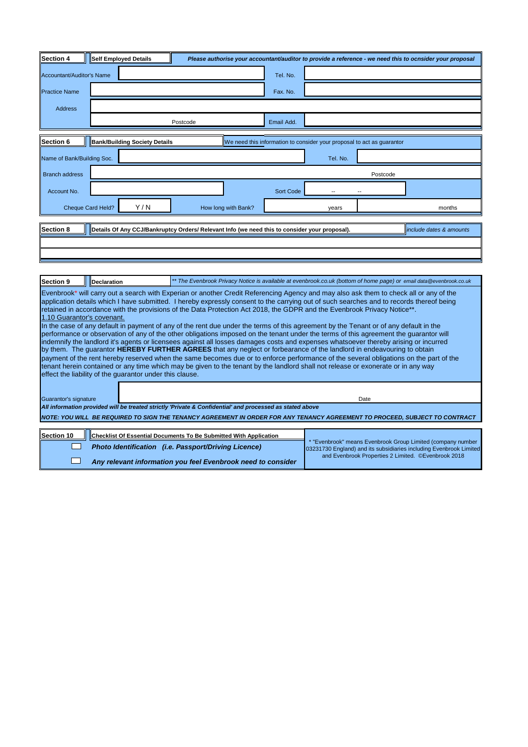| Section 4 | Self Employed Details | *Please authorise your accountant/auditor to provide a reference - we need this to ocnsider your proposal* | |
|---|---|---|---|
| Accountant/Auditor's Name | | Tel. No. | |
| Practice Name | | Fax. No. | |
| Address | | | |
| | Postcode | Email Add. | |

| Section 6 | Bank/Building Society Details | We need this information to consider your proposal to act as guarantor | |
|---|---|---|---|
| Name of Bank/Building Soc. | | Tel. No. | |
| Branch address | | Postcode | |
| Account No. | | Sort Code | -- -- |
| Cheque Card Held? | Y / N | How long with Bank? | years / months |

| Section 8 | Details Of Any CCJ/Bankruptcy Orders/ Relevant Info (we need this to consider your proposal). | *include dates & amounts* |
|---|---|---|
| | | |
| | | |

**Section 9** **Declaration** *** The Evenbrook Privacy Notice is available at evenbrook.co.uk (bottom of home page) or email data@evenbrook.co.uk*

Evenbrook* will carry out a search with Experian or another Credit Referencing Agency and may also ask them to check all or any of the application details which I have submitted. I hereby expressly consent to the carrying out of such searches and to records thereof being retained in accordance with the provisions of the Data Protection Act 2018, the GDPR and the Evenbrook Privacy Notice**.

1.10 Guarantor's covenant.

In the case of any default in payment of any of the rent due under the terms of this agreement by the Tenant or of any default in the performance or observation of any of the other obligations imposed on the tenant under the terms of this agreement the guarantor will indemnify the landlord it's agents or licensees against all losses damages costs and expenses whatsoever thereby arising or incurred by them. The guarantor **HEREBY FURTHER AGREES** that any neglect or forbearance of the landlord in endeavouring to obtain payment of the rent hereby reserved when the same becomes due or to enforce performance of the several obligations on the part of the tenant herein contained or any time which may be given to the tenant by the landlord shall not release or exonerate or in any way effect the liability of the guarantor under this clause.

Guarantor's signature ____________________ Date ____________

***All information provided will be treated strictly 'Private & Confidential' and processed as stated above***

***NOTE: YOU WILL BE REQUIRED TO SIGN THE TENANCY AGREEMENT IN ORDER FOR ANY TENANCY AGREEMENT TO PROCEED, SUBJECT TO CONTRACT***

**Section 10** **Checklist Of Essential Documents To Be Submitted With Application**

- [ ] ***Photo Identification (i.e. Passport/Driving Licence)***
- [ ] ***Any relevant information you feel Evenbrook need to consider***

* "Evenbrook" means Evenbrook Group Limited (company number 03231730 England) and its subsidiaries including Evenbrook Limited and Evenbrook Properties 2 Limited. ©Evenbrook 2018